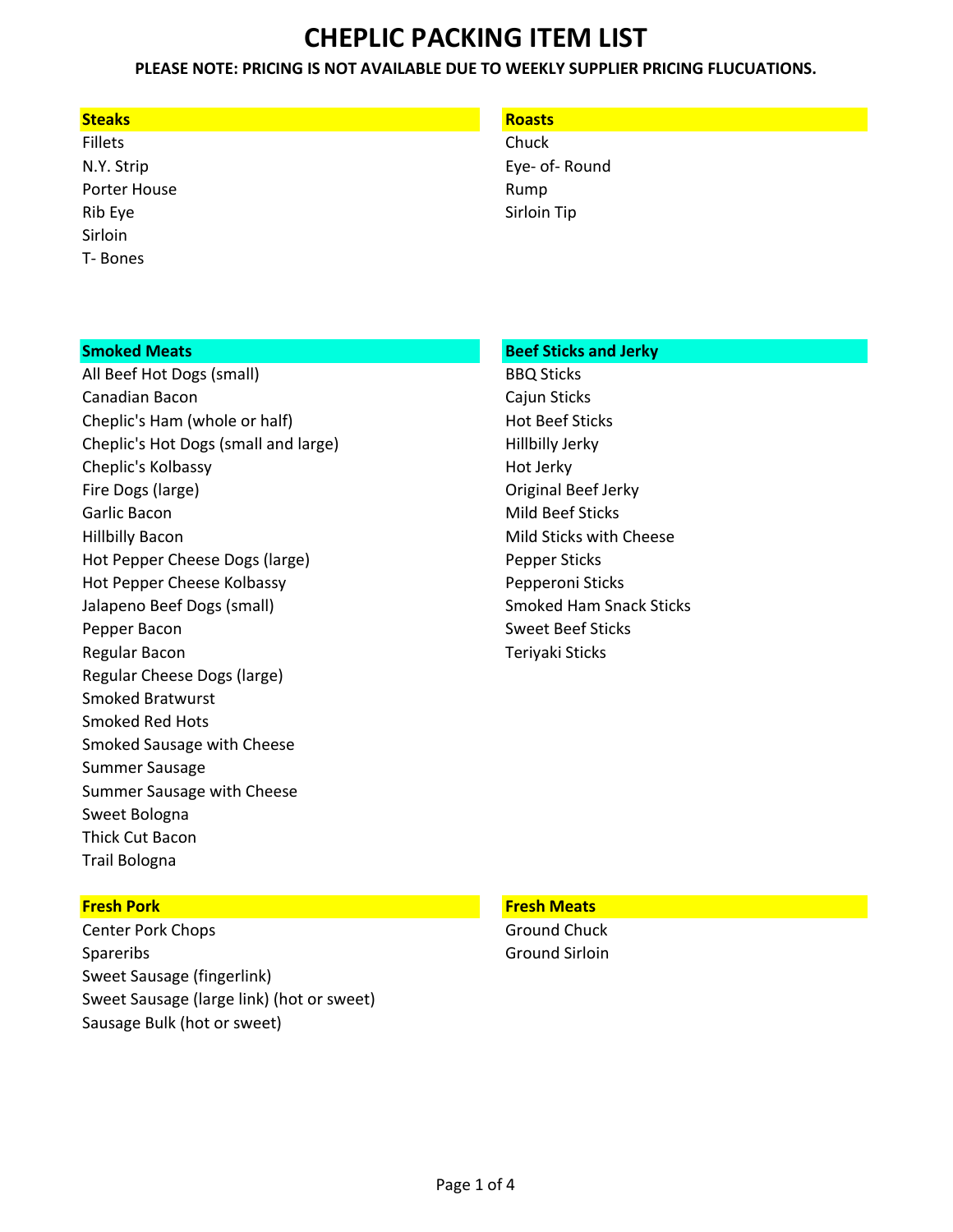# CHEPLIC PACKING ITEM LIST

**PLEASE NOTE: PRICING IS NOT AVAILABLE DUE TO WEEKLY SUPPLIER PRICING FLUCUATIONS.**

## Steaks

- Fillets
- N.Y. Strip
- Porter House
- Rib Eye
- Sirloin
- T- Bones

## Roasts

- Chuck
- Eye- of- Round
- Rump
- Sirloin Tip

## Smoked Meats

- All Beef Hot Dogs (small)
- Canadian Bacon
- Cheplic's Ham (whole or half)
- Cheplic's Hot Dogs (small and large)
- Cheplic's Kolbassy
- Fire Dogs (large)
- Garlic Bacon
- Hillbilly Bacon
- Hot Pepper Cheese Dogs (large)
- Hot Pepper Cheese Kolbassy
- Jalapeno Beef Dogs (small)
- Pepper Bacon
- Regular Bacon
- Regular Cheese Dogs (large)
- Smoked Bratwurst
- Smoked Red Hots
- Smoked Sausage with Cheese
- Summer Sausage
- Summer Sausage with Cheese
- Sweet Bologna
- Thick Cut Bacon
- Trail Bologna

## Beef Sticks and Jerky

- BBQ Sticks
- Cajun Sticks
- Hot Beef Sticks
- Hillbilly Jerky
- Hot Jerky
- Original Beef Jerky
- Mild Beef Sticks
- Mild Sticks with Cheese
- Pepper Sticks
- Pepperoni Sticks
- Smoked Ham Snack Sticks
- Sweet Beef Sticks
- Teriyaki Sticks

## Fresh Pork

- Center Pork Chops
- Spareribs
- Sweet Sausage (fingerlink)
- Sweet Sausage (large link) (hot or sweet)
- Sausage Bulk (hot or sweet)

## Fresh Meats

- Ground Chuck
- Ground Sirloin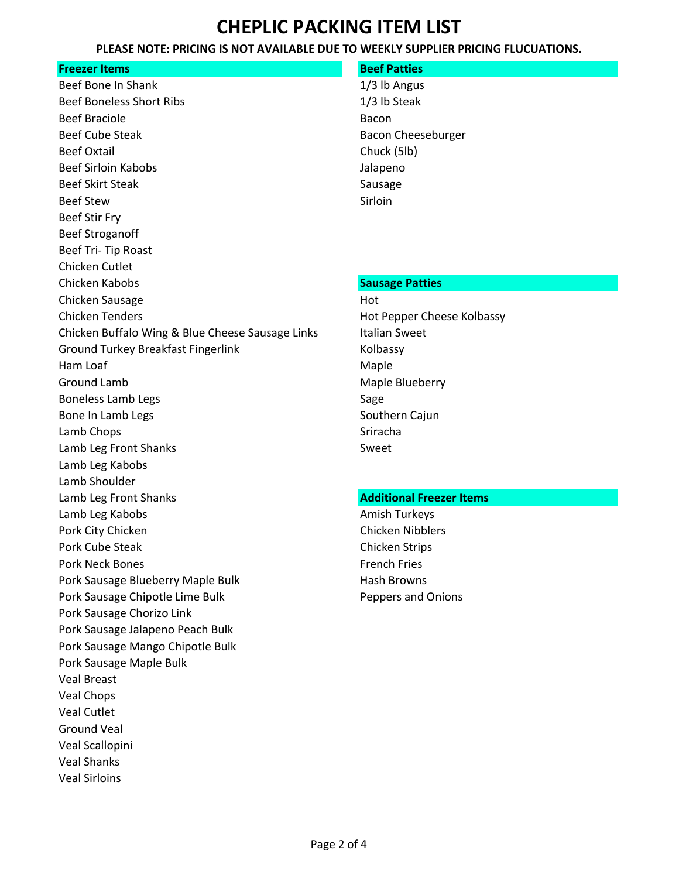# CHEPLIC PACKING ITEM LIST

**PLEASE NOTE: PRICING IS NOT AVAILABLE DUE TO WEEKLY SUPPLIER PRICING FLUCUATIONS.**

## Freezer Items

- Beef Bone In Shank
- Beef Boneless Short Ribs
- Beef Braciole
- Beef Cube Steak
- Beef Oxtail
- Beef Sirloin Kabobs
- Beef Skirt Steak
- Beef Stew
- Beef Stir Fry
- Beef Stroganoff
- Beef Tri- Tip Roast
- Chicken Cutlet
- Chicken Kabobs
- Chicken Sausage
- Chicken Tenders
- Chicken Buffalo Wing & Blue Cheese Sausage Links
- Ground Turkey Breakfast Fingerlink
- Ham Loaf
- Ground Lamb
- Boneless Lamb Legs
- Bone In Lamb Legs
- Lamb Chops
- Lamb Leg Front Shanks
- Lamb Leg Kabobs
- Lamb Shoulder
- Lamb Leg Front Shanks
- Lamb Leg Kabobs
- Pork City Chicken
- Pork Cube Steak
- Pork Neck Bones
- Pork Sausage Blueberry Maple Bulk
- Pork Sausage Chipotle Lime Bulk
- Pork Sausage Chorizo Link
- Pork Sausage Jalapeno Peach Bulk
- Pork Sausage Mango Chipotle Bulk
- Pork Sausage Maple Bulk
- Veal Breast
- Veal Chops
- Veal Cutlet
- Ground Veal
- Veal Scallopini
- Veal Shanks
- Veal Sirloins

## Beef Patties

- 1/3 lb Angus
- 1/3 lb Steak
- Bacon
- Bacon Cheeseburger
- Chuck (5lb)
- Jalapeno
- Sausage
- Sirloin

## Sausage Patties

- Hot
- Hot Pepper Cheese Kolbassy
- Italian Sweet
- Kolbassy
- Maple
- Maple Blueberry
- Sage
- Southern Cajun
- Sriracha
- Sweet

## Additional Freezer Items

- Amish Turkeys
- Chicken Nibblers
- Chicken Strips
- French Fries
- Hash Browns
- Peppers and Onions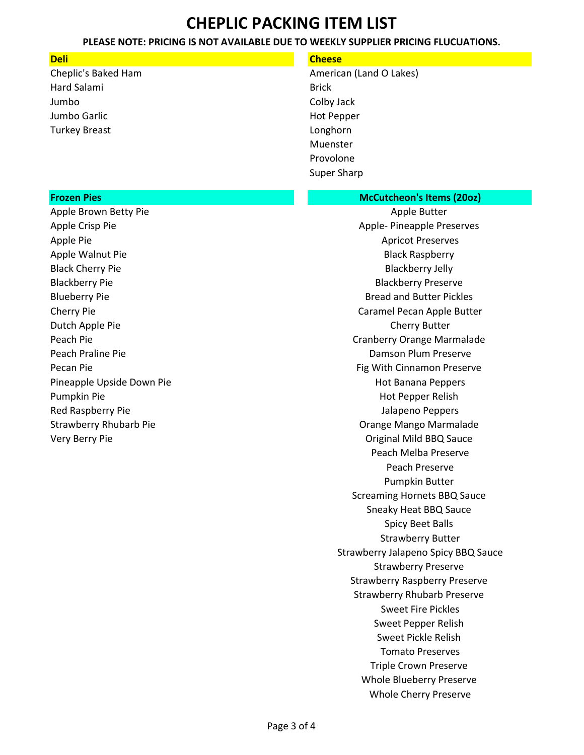# CHEPLIC PACKING ITEM LIST

**PLEASE NOTE: PRICING IS NOT AVAILABLE DUE TO WEEKLY SUPPLIER PRICING FLUCUATIONS.**

## Deli

Cheplic's Baked Ham
Hard Salami
Jumbo
Jumbo Garlic
Turkey Breast

## Cheese

American (Land O Lakes)
Brick
Colby Jack
Hot Pepper
Longhorn
Muenster
Provolone
Super Sharp

## Frozen Pies

Apple Brown Betty Pie
Apple Crisp Pie
Apple Pie
Apple Walnut Pie
Black Cherry Pie
Blackberry Pie
Blueberry Pie
Cherry Pie
Dutch Apple Pie
Peach Pie
Peach Praline Pie
Pecan Pie
Pineapple Upside Down Pie
Pumpkin Pie
Red Raspberry Pie
Strawberry Rhubarb Pie
Very Berry Pie

## McCutcheon's Items (20oz)

Apple Butter
Apple- Pineapple Preserves
Apricot Preserves
Black Raspberry
Blackberry Jelly
Blackberry Preserve
Bread and Butter Pickles
Caramel Pecan Apple Butter
Cherry Butter
Cranberry Orange Marmalade
Damson Plum Preserve
Fig With Cinnamon Preserve
Hot Banana Peppers
Hot Pepper Relish
Jalapeno Peppers
Orange Mango Marmalade
Original Mild BBQ Sauce
Peach Melba Preserve
Peach Preserve
Pumpkin Butter
Screaming Hornets BBQ Sauce
Sneaky Heat BBQ Sauce
Spicy Beet Balls
Strawberry Butter
Strawberry Jalapeno Spicy BBQ Sauce
Strawberry Preserve
Strawberry Raspberry Preserve
Strawberry Rhubarb Preserve
Sweet Fire Pickles
Sweet Pepper Relish
Sweet Pickle Relish
Tomato Preserves
Triple Crown Preserve
Whole Blueberry Preserve
Whole Cherry Preserve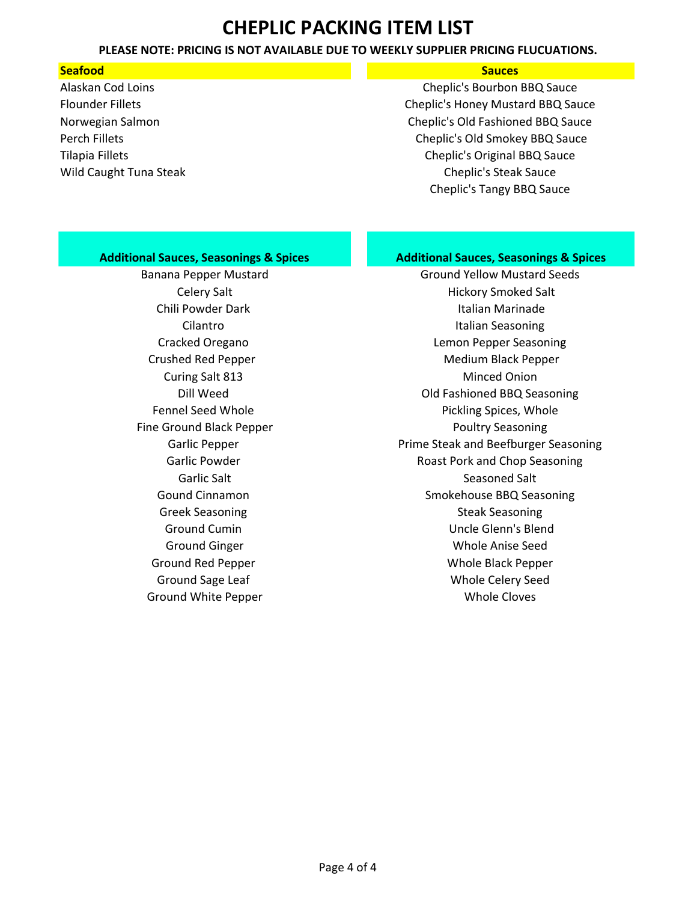# CHEPLIC PACKING ITEM LIST

**PLEASE NOTE: PRICING IS NOT AVAILABLE DUE TO WEEKLY SUPPLIER PRICING FLUCUATIONS.**

| Seafood | Sauces |
|---|---|
| Alaskan Cod Loins | Cheplic's Bourbon BBQ Sauce |
| Flounder Fillets | Cheplic's Honey Mustard BBQ Sauce |
| Norwegian Salmon | Cheplic's Old Fashioned BBQ Sauce |
| Perch Fillets | Cheplic's Old Smokey BBQ Sauce |
| Tilapia Fillets | Cheplic's Original BBQ Sauce |
| Wild Caught Tuna Steak | Cheplic's Steak Sauce |
| | Cheplic's Tangy BBQ Sauce |

| Additional Sauces, Seasonings & Spices | Additional Sauces, Seasonings & Spices |
|---|---|
| Banana Pepper Mustard | Ground Yellow Mustard Seeds |
| Celery Salt | Hickory Smoked Salt |
| Chili Powder Dark | Italian Marinade |
| Cilantro | Italian Seasoning |
| Cracked Oregano | Lemon Pepper Seasoning |
| Crushed Red Pepper | Medium Black Pepper |
| Curing Salt 813 | Minced Onion |
| Dill Weed | Old Fashioned BBQ Seasoning |
| Fennel Seed Whole | Pickling Spices, Whole |
| Fine Ground Black Pepper | Poultry Seasoning |
| Garlic Pepper | Prime Steak and Beefburger Seasoning |
| Garlic Powder | Roast Pork and Chop Seasoning |
| Garlic Salt | Seasoned Salt |
| Gound Cinnamon | Smokehouse BBQ Seasoning |
| Greek Seasoning | Steak Seasoning |
| Ground Cumin | Uncle Glenn's Blend |
| Ground Ginger | Whole Anise Seed |
| Ground Red Pepper | Whole Black Pepper |
| Ground Sage Leaf | Whole Celery Seed |
| Ground White Pepper | Whole Cloves |